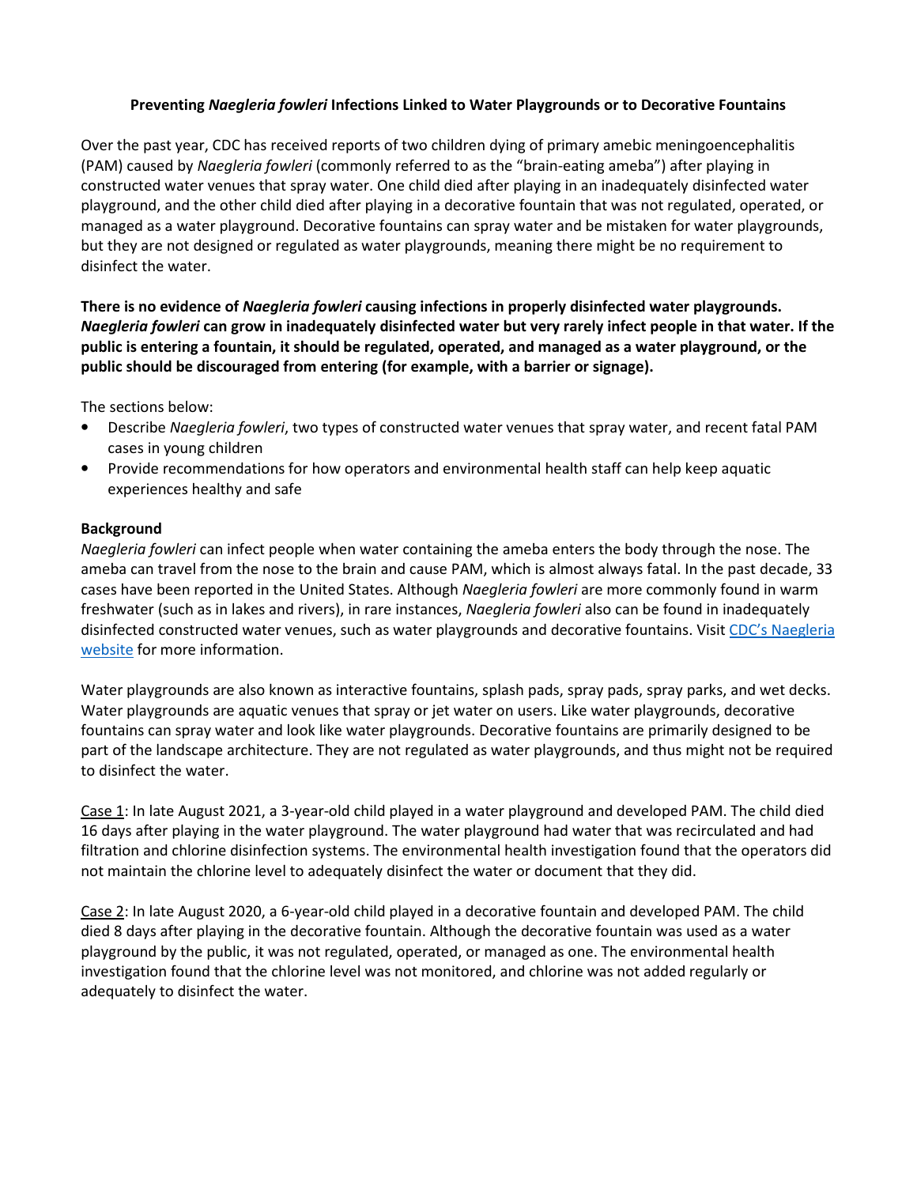# Preventing *Naegleria fowleri* Infections Linked to Water Playgrounds or to Decorative Fountains

Over the past year, CDC has received reports of two children dying of primary amebic meningoencephalitis (PAM) caused by *Naegleria fowleri* (commonly referred to as the "brain-eating ameba") after playing in constructed water venues that spray water. One child died after playing in an inadequately disinfected water playground, and the other child died after playing in a decorative fountain that was not regulated, operated, or managed as a water playground. Decorative fountains can spray water and be mistaken for water playgrounds, but they are not designed or regulated as water playgrounds, meaning there might be no requirement to disinfect the water.

**There is no evidence of *Naegleria fowleri* causing infections in properly disinfected water playgrounds. *Naegleria fowleri* can grow in inadequately disinfected water but very rarely infect people in that water. If the public is entering a fountain, it should be regulated, operated, and managed as a water playground, or the public should be discouraged from entering (for example, with a barrier or signage).**

The sections below:

- Describe *Naegleria fowleri*, two types of constructed water venues that spray water, and recent fatal PAM cases in young children
- Provide recommendations for how operators and environmental health staff can help keep aquatic experiences healthy and safe

**Background**

*Naegleria fowleri* can infect people when water containing the ameba enters the body through the nose. The ameba can travel from the nose to the brain and cause PAM, which is almost always fatal. In the past decade, 33 cases have been reported in the United States. Although *Naegleria fowleri* are more commonly found in warm freshwater (such as in lakes and rivers), in rare instances, *Naegleria fowleri* also can be found in inadequately disinfected constructed water venues, such as water playgrounds and decorative fountains. Visit [CDC's Naegleria website](CDC's Naegleria website) for more information.

Water playgrounds are also known as interactive fountains, splash pads, spray pads, spray parks, and wet decks. Water playgrounds are aquatic venues that spray or jet water on users. Like water playgrounds, decorative fountains can spray water and look like water playgrounds. Decorative fountains are primarily designed to be part of the landscape architecture. They are not regulated as water playgrounds, and thus might not be required to disinfect the water.

Case 1: In late August 2021, a 3-year-old child played in a water playground and developed PAM. The child died 16 days after playing in the water playground. The water playground had water that was recirculated and had filtration and chlorine disinfection systems. The environmental health investigation found that the operators did not maintain the chlorine level to adequately disinfect the water or document that they did.

Case 2: In late August 2020, a 6-year-old child played in a decorative fountain and developed PAM. The child died 8 days after playing in the decorative fountain. Although the decorative fountain was used as a water playground by the public, it was not regulated, operated, or managed as one. The environmental health investigation found that the chlorine level was not monitored, and chlorine was not added regularly or adequately to disinfect the water.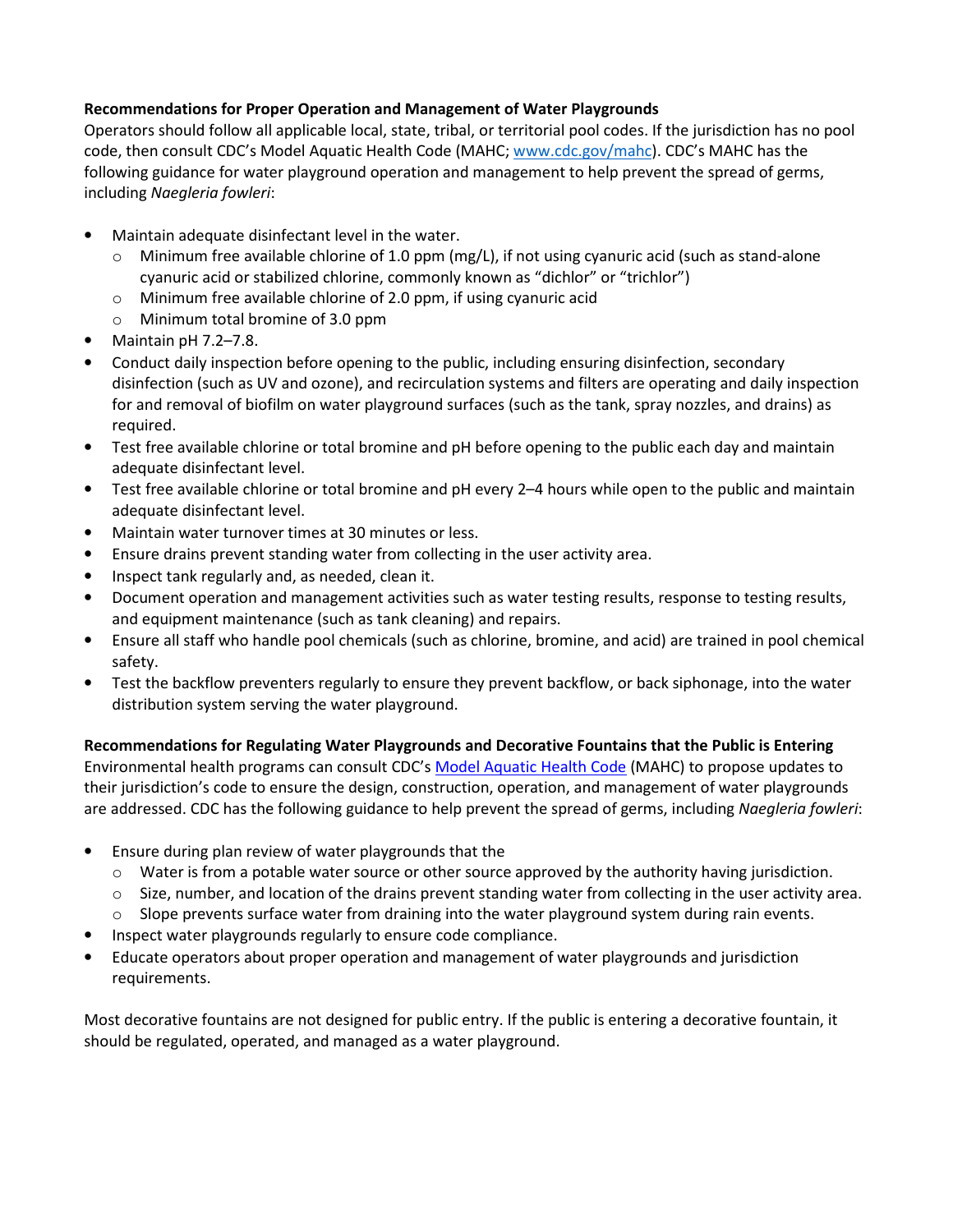**Recommendations for Proper Operation and Management of Water Playgrounds**

Operators should follow all applicable local, state, tribal, or territorial pool codes. If the jurisdiction has no pool code, then consult CDC's Model Aquatic Health Code (MAHC; [www.cdc.gov/mahc](www.cdc.gov/mahc)). CDC's MAHC has the following guidance for water playground operation and management to help prevent the spread of germs, including *Naegleria fowleri*:

- Maintain adequate disinfectant level in the water.
  - Minimum free available chlorine of 1.0 ppm (mg/L), if not using cyanuric acid (such as stand-alone cyanuric acid or stabilized chlorine, commonly known as "dichlor" or "trichlor")
  - Minimum free available chlorine of 2.0 ppm, if using cyanuric acid
  - Minimum total bromine of 3.0 ppm
- Maintain pH 7.2–7.8.
- Conduct daily inspection before opening to the public, including ensuring disinfection, secondary disinfection (such as UV and ozone), and recirculation systems and filters are operating and daily inspection for and removal of biofilm on water playground surfaces (such as the tank, spray nozzles, and drains) as required.
- Test free available chlorine or total bromine and pH before opening to the public each day and maintain adequate disinfectant level.
- Test free available chlorine or total bromine and pH every 2–4 hours while open to the public and maintain adequate disinfectant level.
- Maintain water turnover times at 30 minutes or less.
- Ensure drains prevent standing water from collecting in the user activity area.
- Inspect tank regularly and, as needed, clean it.
- Document operation and management activities such as water testing results, response to testing results, and equipment maintenance (such as tank cleaning) and repairs.
- Ensure all staff who handle pool chemicals (such as chlorine, bromine, and acid) are trained in pool chemical safety.
- Test the backflow preventers regularly to ensure they prevent backflow, or back siphonage, into the water distribution system serving the water playground.

**Recommendations for Regulating Water Playgrounds and Decorative Fountains that the Public is Entering**

Environmental health programs can consult CDC's Model Aquatic Health Code (MAHC) to propose updates to their jurisdiction's code to ensure the design, construction, operation, and management of water playgrounds are addressed. CDC has the following guidance to help prevent the spread of germs, including *Naegleria fowleri*:

- Ensure during plan review of water playgrounds that the
  - Water is from a potable water source or other source approved by the authority having jurisdiction.
  - Size, number, and location of the drains prevent standing water from collecting in the user activity area.
  - Slope prevents surface water from draining into the water playground system during rain events.
- Inspect water playgrounds regularly to ensure code compliance.
- Educate operators about proper operation and management of water playgrounds and jurisdiction requirements.

Most decorative fountains are not designed for public entry. If the public is entering a decorative fountain, it should be regulated, operated, and managed as a water playground.